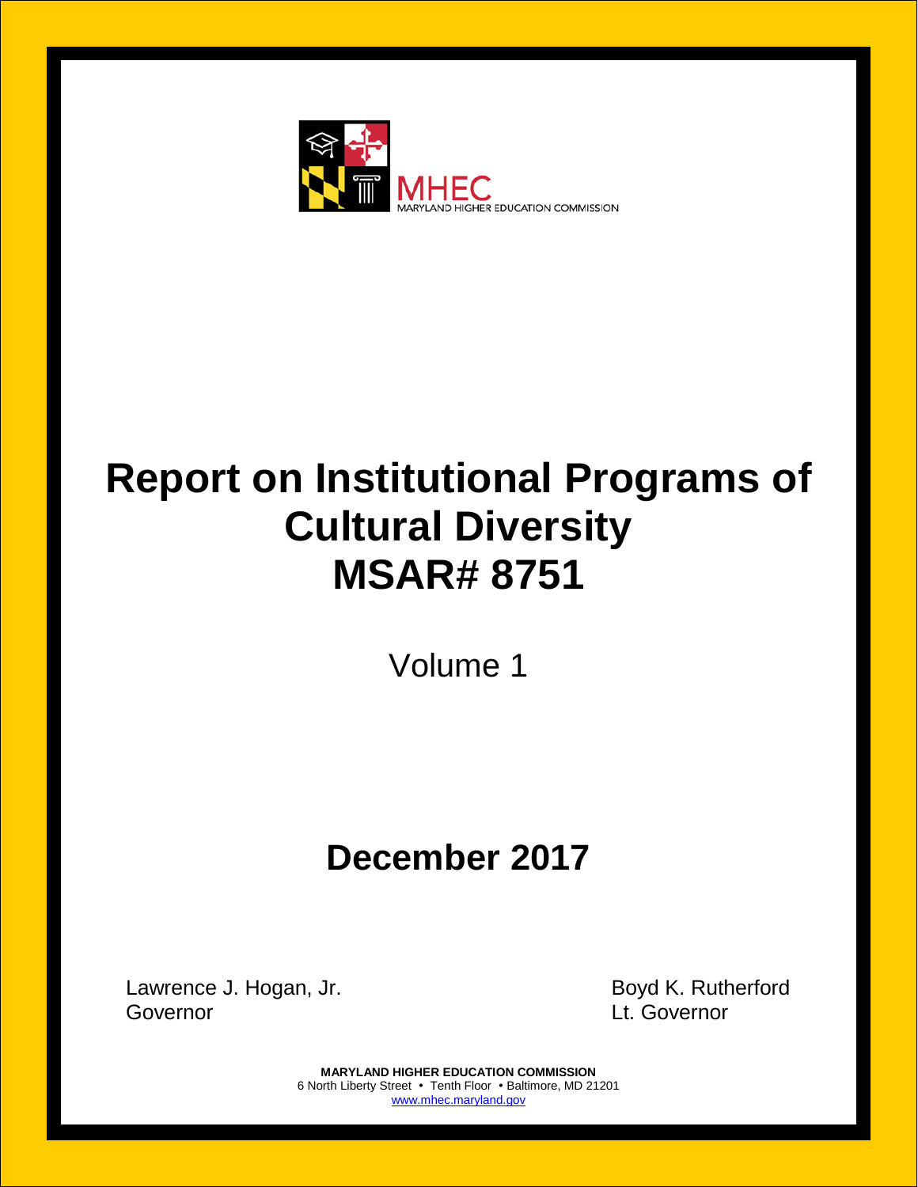MHEC
MARYLAND HIGHER EDUCATION COMMISSION

# Report on Institutional Programs of Cultural Diversity MSAR# 8751

Volume 1

## December 2017

Lawrence J. Hogan, Jr.
Governor

Boyd K. Rutherford
Lt. Governor

**MARYLAND HIGHER EDUCATION COMMISSION**
6 North Liberty Street • Tenth Floor • Baltimore, MD 21201
www.mhec.maryland.gov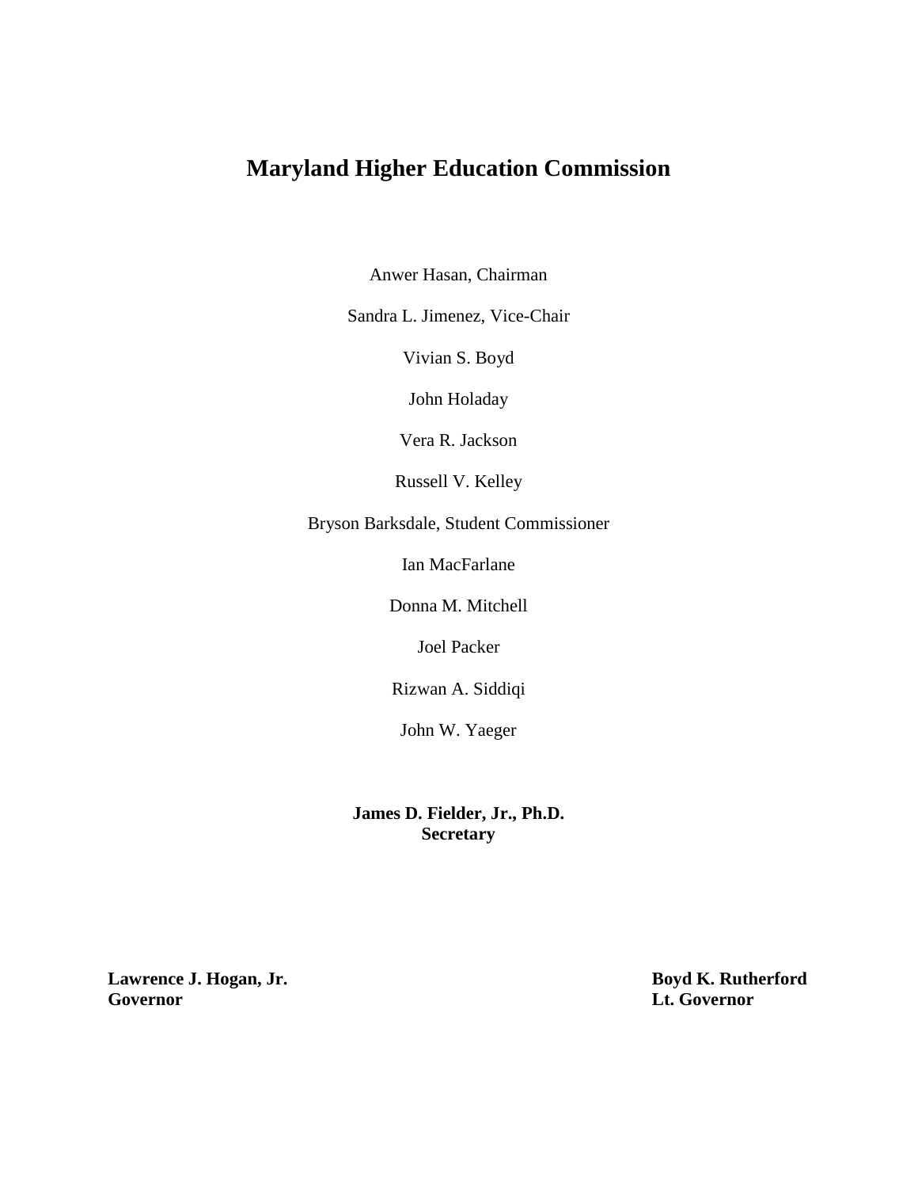# Maryland Higher Education Commission

Anwer Hasan, Chairman

Sandra L. Jimenez, Vice-Chair

Vivian S. Boyd

John Holaday

Vera R. Jackson

Russell V. Kelley

Bryson Barksdale, Student Commissioner

Ian MacFarlane

Donna M. Mitchell

Joel Packer

Rizwan A. Siddiqi

John W. Yaeger

**James D. Fielder, Jr., Ph.D.**
**Secretary**

**Lawrence J. Hogan, Jr.**
**Governor**

**Boyd K. Rutherford**
**Lt. Governor**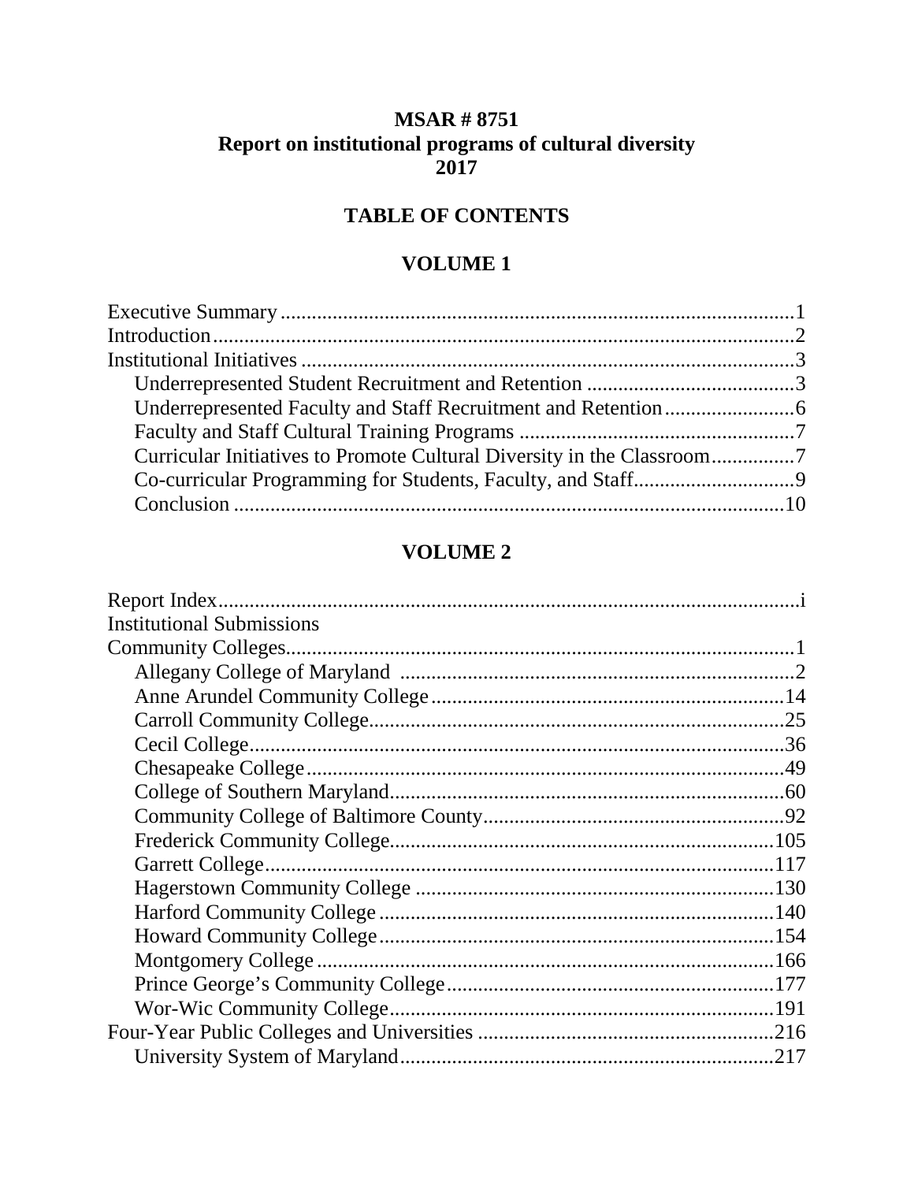# MSAR # 8751
# Report on institutional programs of cultural diversity
# 2017

## TABLE OF CONTENTS

## VOLUME 1

Executive Summary ....................................................................................1
Introduction................................................................................................2
Institutional Initiatives ...............................................................................3
- Underrepresented Student Recruitment and Retention ........................................3
- Underrepresented Faculty and Staff Recruitment and Retention.........................6
- Faculty and Staff Cultural Training Programs .....................................................7
- Curricular Initiatives to Promote Cultural Diversity in the Classroom................7
- Co-curricular Programming for Students, Faculty, and Staff...............................9
- Conclusion ..........................................................................................10

## VOLUME 2

Report Index.................................................................................................i
Institutional Submissions
Community Colleges.......................................................................................1
- Allegany College of Maryland ..........................................................................2
- Anne Arundel Community College ...................................................................14
- Carroll Community College................................................................................25
- Cecil College........................................................................................36
- Chesapeake College ..........................................................................................49
- College of Southern Maryland..........................................................................60
- Community College of Baltimore County.........................................................92
- Frederick Community College.........................................................................105
- Garrett College....................................................................................117
- Hagerstown Community College .....................................................................130
- Harford Community College ............................................................................140
- Howard Community College............................................................................154
- Montgomery College ........................................................................................166
- Prince George's Community College...............................................................177
- Wor-Wic Community College..........................................................................191

Four-Year Public Colleges and Universities ..........................................................216
- University System of Maryland........................................................................217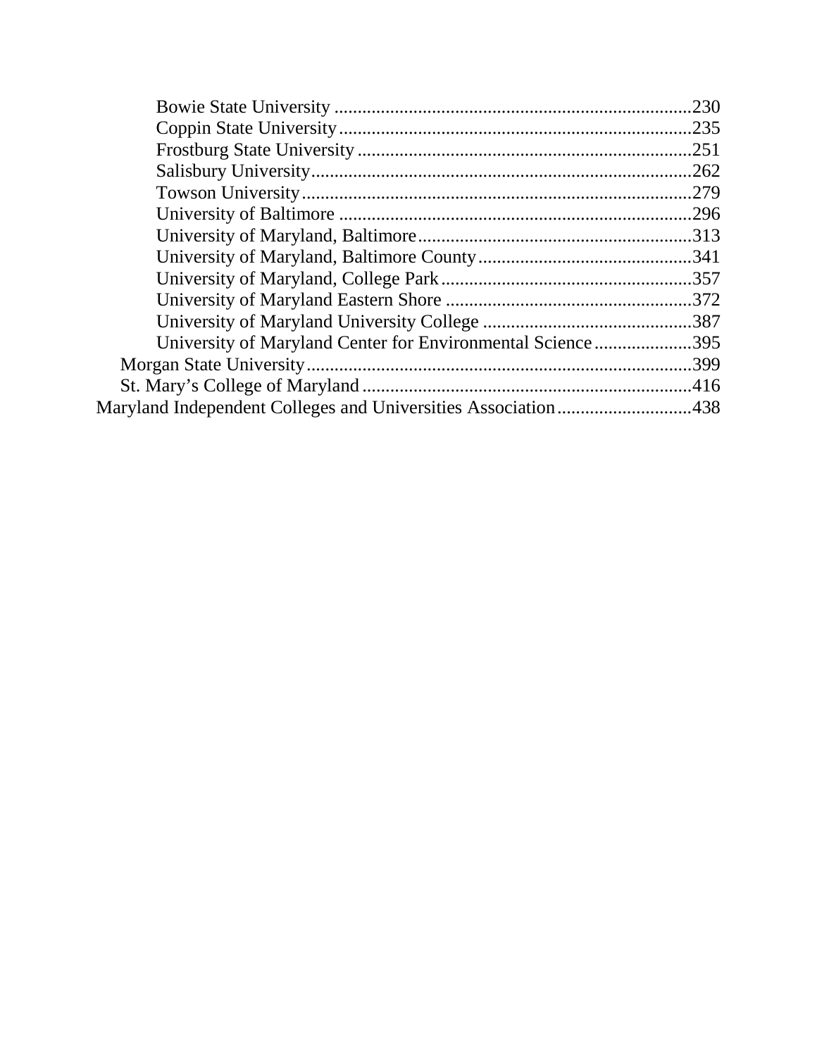- Bowie State University ............................................................................230
- Coppin State University...........................................................................235
- Frostburg State University .......................................................................251
- Salisbury University.................................................................................262
- Towson University...................................................................................279
- University of Baltimore ...........................................................................296
- University of Maryland, Baltimore..........................................................313
- University of Maryland, Baltimore County.............................................341
- University of Maryland, College Park.....................................................357
- University of Maryland Eastern Shore ....................................................372
- University of Maryland University College ............................................387
- University of Maryland Center for Environmental Science.....................395

Morgan State University..................................................................................399

St. Mary's College of Maryland......................................................................416

Maryland Independent Colleges and Universities Association.............................438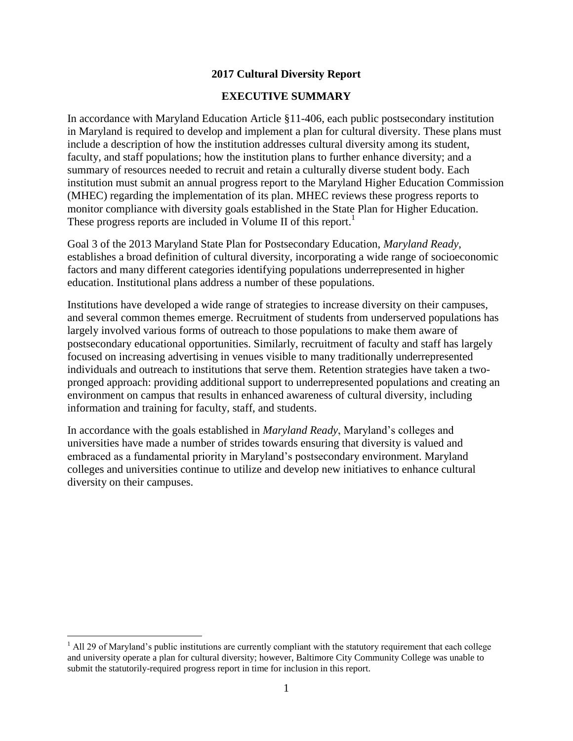# 2017 Cultural Diversity Report

## EXECUTIVE SUMMARY

In accordance with Maryland Education Article §11-406, each public postsecondary institution in Maryland is required to develop and implement a plan for cultural diversity. These plans must include a description of how the institution addresses cultural diversity among its student, faculty, and staff populations; how the institution plans to further enhance diversity; and a summary of resources needed to recruit and retain a culturally diverse student body. Each institution must submit an annual progress report to the Maryland Higher Education Commission (MHEC) regarding the implementation of its plan. MHEC reviews these progress reports to monitor compliance with diversity goals established in the State Plan for Higher Education. These progress reports are included in Volume II of this report.[1]

Goal 3 of the 2013 Maryland State Plan for Postsecondary Education, *Maryland Ready*, establishes a broad definition of cultural diversity, incorporating a wide range of socioeconomic factors and many different categories identifying populations underrepresented in higher education. Institutional plans address a number of these populations.

Institutions have developed a wide range of strategies to increase diversity on their campuses, and several common themes emerge. Recruitment of students from underserved populations has largely involved various forms of outreach to those populations to make them aware of postsecondary educational opportunities. Similarly, recruitment of faculty and staff has largely focused on increasing advertising in venues visible to many traditionally underrepresented individuals and outreach to institutions that serve them. Retention strategies have taken a two-pronged approach: providing additional support to underrepresented populations and creating an environment on campus that results in enhanced awareness of cultural diversity, including information and training for faculty, staff, and students.

In accordance with the goals established in *Maryland Ready*, Maryland's colleges and universities have made a number of strides towards ensuring that diversity is valued and embraced as a fundamental priority in Maryland's postsecondary environment. Maryland colleges and universities continue to utilize and develop new initiatives to enhance cultural diversity on their campuses.

[1] All 29 of Maryland's public institutions are currently compliant with the statutory requirement that each college and university operate a plan for cultural diversity; however, Baltimore City Community College was unable to submit the statutorily-required progress report in time for inclusion in this report.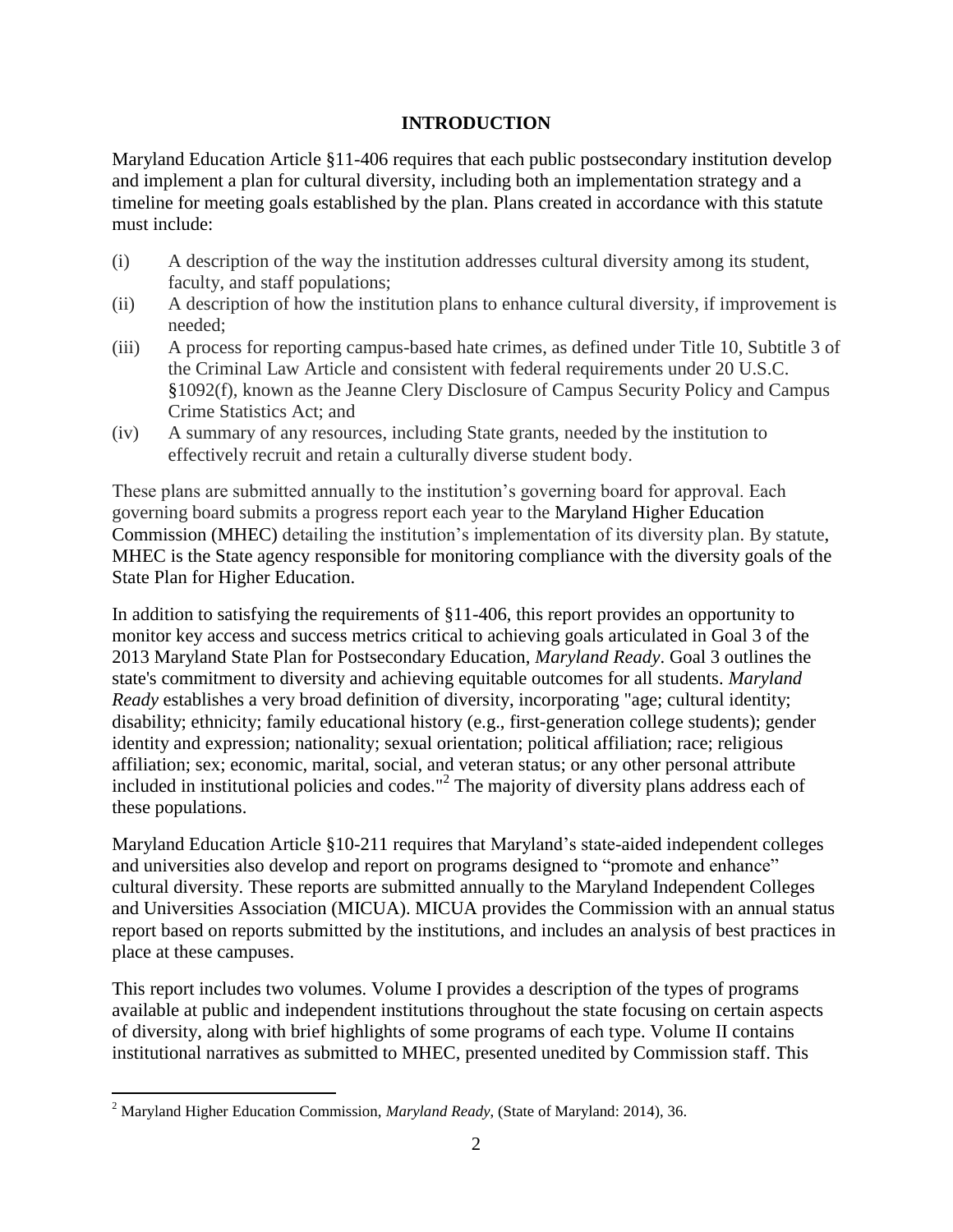## INTRODUCTION

Maryland Education Article §11-406 requires that each public postsecondary institution develop and implement a plan for cultural diversity, including both an implementation strategy and a timeline for meeting goals established by the plan. Plans created in accordance with this statute must include:

(i) A description of the way the institution addresses cultural diversity among its student, faculty, and staff populations;

(ii) A description of how the institution plans to enhance cultural diversity, if improvement is needed;

(iii) A process for reporting campus-based hate crimes, as defined under Title 10, Subtitle 3 of the Criminal Law Article and consistent with federal requirements under 20 U.S.C. §1092(f), known as the Jeanne Clery Disclosure of Campus Security Policy and Campus Crime Statistics Act; and

(iv) A summary of any resources, including State grants, needed by the institution to effectively recruit and retain a culturally diverse student body.

These plans are submitted annually to the institution's governing board for approval. Each governing board submits a progress report each year to the Maryland Higher Education Commission (MHEC) detailing the institution's implementation of its diversity plan. By statute, MHEC is the State agency responsible for monitoring compliance with the diversity goals of the State Plan for Higher Education.

In addition to satisfying the requirements of §11-406, this report provides an opportunity to monitor key access and success metrics critical to achieving goals articulated in Goal 3 of the 2013 Maryland State Plan for Postsecondary Education, *Maryland Ready*. Goal 3 outlines the state's commitment to diversity and achieving equitable outcomes for all students. *Maryland Ready* establishes a very broad definition of diversity, incorporating "age; cultural identity; disability; ethnicity; family educational history (e.g., first-generation college students); gender identity and expression; nationality; sexual orientation; political affiliation; race; religious affiliation; sex; economic, marital, social, and veteran status; or any other personal attribute included in institutional policies and codes."[2] The majority of diversity plans address each of these populations.

Maryland Education Article §10-211 requires that Maryland's state-aided independent colleges and universities also develop and report on programs designed to "promote and enhance" cultural diversity. These reports are submitted annually to the Maryland Independent Colleges and Universities Association (MICUA). MICUA provides the Commission with an annual status report based on reports submitted by the institutions, and includes an analysis of best practices in place at these campuses.

This report includes two volumes. Volume I provides a description of the types of programs available at public and independent institutions throughout the state focusing on certain aspects of diversity, along with brief highlights of some programs of each type. Volume II contains institutional narratives as submitted to MHEC, presented unedited by Commission staff. This

[2] Maryland Higher Education Commission, *Maryland Ready*, (State of Maryland: 2014), 36.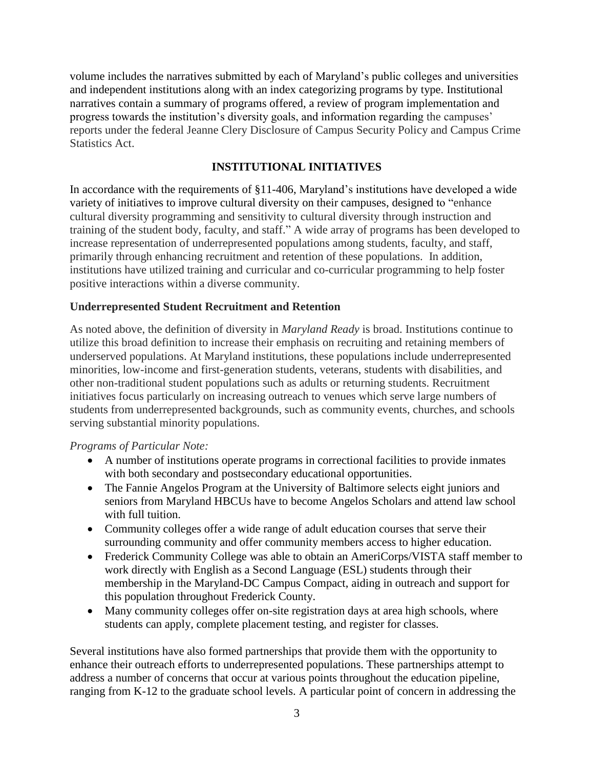volume includes the narratives submitted by each of Maryland's public colleges and universities and independent institutions along with an index categorizing programs by type. Institutional narratives contain a summary of programs offered, a review of program implementation and progress towards the institution's diversity goals, and information regarding the campuses' reports under the federal Jeanne Clery Disclosure of Campus Security Policy and Campus Crime Statistics Act.

## INSTITUTIONAL INITIATIVES

In accordance with the requirements of §11-406, Maryland's institutions have developed a wide variety of initiatives to improve cultural diversity on their campuses, designed to "enhance cultural diversity programming and sensitivity to cultural diversity through instruction and training of the student body, faculty, and staff." A wide array of programs has been developed to increase representation of underrepresented populations among students, faculty, and staff, primarily through enhancing recruitment and retention of these populations. In addition, institutions have utilized training and curricular and co-curricular programming to help foster positive interactions within a diverse community.

### Underrepresented Student Recruitment and Retention

As noted above, the definition of diversity in *Maryland Ready* is broad. Institutions continue to utilize this broad definition to increase their emphasis on recruiting and retaining members of underserved populations. At Maryland institutions, these populations include underrepresented minorities, low-income and first-generation students, veterans, students with disabilities, and other non-traditional student populations such as adults or returning students. Recruitment initiatives focus particularly on increasing outreach to venues which serve large numbers of students from underrepresented backgrounds, such as community events, churches, and schools serving substantial minority populations.

*Programs of Particular Note:*

- A number of institutions operate programs in correctional facilities to provide inmates with both secondary and postsecondary educational opportunities.
- The Fannie Angelos Program at the University of Baltimore selects eight juniors and seniors from Maryland HBCUs have to become Angelos Scholars and attend law school with full tuition.
- Community colleges offer a wide range of adult education courses that serve their surrounding community and offer community members access to higher education.
- Frederick Community College was able to obtain an AmeriCorps/VISTA staff member to work directly with English as a Second Language (ESL) students through their membership in the Maryland-DC Campus Compact, aiding in outreach and support for this population throughout Frederick County.
- Many community colleges offer on-site registration days at area high schools, where students can apply, complete placement testing, and register for classes.

Several institutions have also formed partnerships that provide them with the opportunity to enhance their outreach efforts to underrepresented populations. These partnerships attempt to address a number of concerns that occur at various points throughout the education pipeline, ranging from K-12 to the graduate school levels. A particular point of concern in addressing the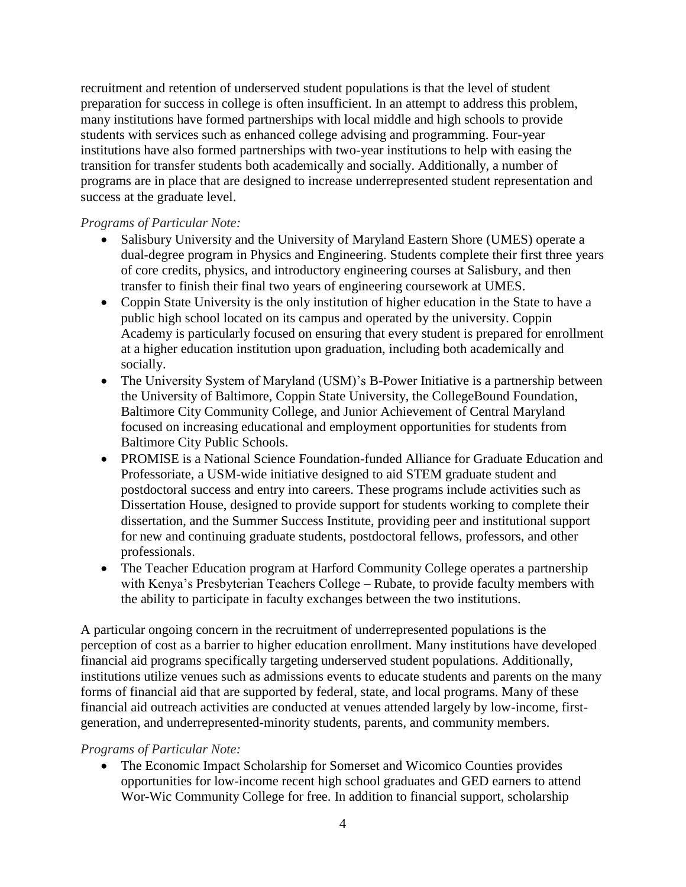recruitment and retention of underserved student populations is that the level of student preparation for success in college is often insufficient. In an attempt to address this problem, many institutions have formed partnerships with local middle and high schools to provide students with services such as enhanced college advising and programming. Four-year institutions have also formed partnerships with two-year institutions to help with easing the transition for transfer students both academically and socially. Additionally, a number of programs are in place that are designed to increase underrepresented student representation and success at the graduate level.

*Programs of Particular Note:*

- Salisbury University and the University of Maryland Eastern Shore (UMES) operate a dual-degree program in Physics and Engineering. Students complete their first three years of core credits, physics, and introductory engineering courses at Salisbury, and then transfer to finish their final two years of engineering coursework at UMES.
- Coppin State University is the only institution of higher education in the State to have a public high school located on its campus and operated by the university. Coppin Academy is particularly focused on ensuring that every student is prepared for enrollment at a higher education institution upon graduation, including both academically and socially.
- The University System of Maryland (USM)'s B-Power Initiative is a partnership between the University of Baltimore, Coppin State University, the CollegeBound Foundation, Baltimore City Community College, and Junior Achievement of Central Maryland focused on increasing educational and employment opportunities for students from Baltimore City Public Schools.
- PROMISE is a National Science Foundation-funded Alliance for Graduate Education and Professoriate, a USM-wide initiative designed to aid STEM graduate student and postdoctoral success and entry into careers. These programs include activities such as Dissertation House, designed to provide support for students working to complete their dissertation, and the Summer Success Institute, providing peer and institutional support for new and continuing graduate students, postdoctoral fellows, professors, and other professionals.
- The Teacher Education program at Harford Community College operates a partnership with Kenya's Presbyterian Teachers College – Rubate, to provide faculty members with the ability to participate in faculty exchanges between the two institutions.

A particular ongoing concern in the recruitment of underrepresented populations is the perception of cost as a barrier to higher education enrollment. Many institutions have developed financial aid programs specifically targeting underserved student populations. Additionally, institutions utilize venues such as admissions events to educate students and parents on the many forms of financial aid that are supported by federal, state, and local programs. Many of these financial aid outreach activities are conducted at venues attended largely by low-income, first-generation, and underrepresented-minority students, parents, and community members.

*Programs of Particular Note:*

- The Economic Impact Scholarship for Somerset and Wicomico Counties provides opportunities for low-income recent high school graduates and GED earners to attend Wor-Wic Community College for free. In addition to financial support, scholarship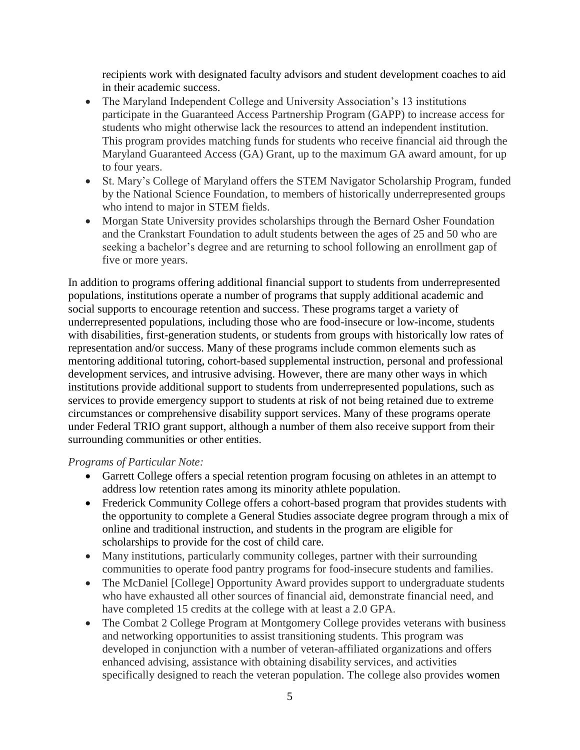recipients work with designated faculty advisors and student development coaches to aid in their academic success.

- The Maryland Independent College and University Association's 13 institutions participate in the Guaranteed Access Partnership Program (GAPP) to increase access for students who might otherwise lack the resources to attend an independent institution. This program provides matching funds for students who receive financial aid through the Maryland Guaranteed Access (GA) Grant, up to the maximum GA award amount, for up to four years.
- St. Mary's College of Maryland offers the STEM Navigator Scholarship Program, funded by the National Science Foundation, to members of historically underrepresented groups who intend to major in STEM fields.
- Morgan State University provides scholarships through the Bernard Osher Foundation and the Crankstart Foundation to adult students between the ages of 25 and 50 who are seeking a bachelor's degree and are returning to school following an enrollment gap of five or more years.

In addition to programs offering additional financial support to students from underrepresented populations, institutions operate a number of programs that supply additional academic and social supports to encourage retention and success. These programs target a variety of underrepresented populations, including those who are food-insecure or low-income, students with disabilities, first-generation students, or students from groups with historically low rates of representation and/or success. Many of these programs include common elements such as mentoring additional tutoring, cohort-based supplemental instruction, personal and professional development services, and intrusive advising. However, there are many other ways in which institutions provide additional support to students from underrepresented populations, such as services to provide emergency support to students at risk of not being retained due to extreme circumstances or comprehensive disability support services. Many of these programs operate under Federal TRIO grant support, although a number of them also receive support from their surrounding communities or other entities.

*Programs of Particular Note:*

- Garrett College offers a special retention program focusing on athletes in an attempt to address low retention rates among its minority athlete population.
- Frederick Community College offers a cohort-based program that provides students with the opportunity to complete a General Studies associate degree program through a mix of online and traditional instruction, and students in the program are eligible for scholarships to provide for the cost of child care.
- Many institutions, particularly community colleges, partner with their surrounding communities to operate food pantry programs for food-insecure students and families.
- The McDaniel [College] Opportunity Award provides support to undergraduate students who have exhausted all other sources of financial aid, demonstrate financial need, and have completed 15 credits at the college with at least a 2.0 GPA.
- The Combat 2 College Program at Montgomery College provides veterans with business and networking opportunities to assist transitioning students. This program was developed in conjunction with a number of veteran-affiliated organizations and offers enhanced advising, assistance with obtaining disability services, and activities specifically designed to reach the veteran population. The college also provides women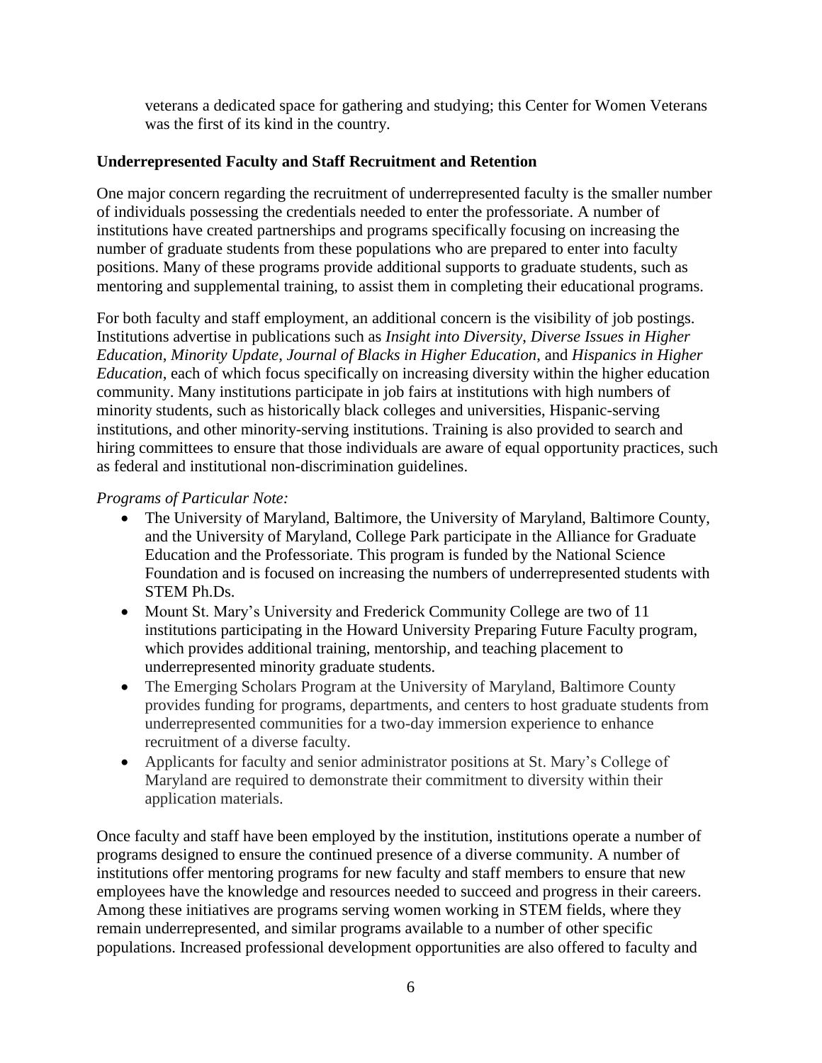veterans a dedicated space for gathering and studying; this Center for Women Veterans was the first of its kind in the country.

**Underrepresented Faculty and Staff Recruitment and Retention**

One major concern regarding the recruitment of underrepresented faculty is the smaller number of individuals possessing the credentials needed to enter the professoriate. A number of institutions have created partnerships and programs specifically focusing on increasing the number of graduate students from these populations who are prepared to enter into faculty positions. Many of these programs provide additional supports to graduate students, such as mentoring and supplemental training, to assist them in completing their educational programs.

For both faculty and staff employment, an additional concern is the visibility of job postings. Institutions advertise in publications such as *Insight into Diversity*, *Diverse Issues in Higher Education*, *Minority Update*, *Journal of Blacks in Higher Education*, and *Hispanics in Higher Education*, each of which focus specifically on increasing diversity within the higher education community. Many institutions participate in job fairs at institutions with high numbers of minority students, such as historically black colleges and universities, Hispanic-serving institutions, and other minority-serving institutions. Training is also provided to search and hiring committees to ensure that those individuals are aware of equal opportunity practices, such as federal and institutional non-discrimination guidelines.

*Programs of Particular Note:*

- The University of Maryland, Baltimore, the University of Maryland, Baltimore County, and the University of Maryland, College Park participate in the Alliance for Graduate Education and the Professoriate. This program is funded by the National Science Foundation and is focused on increasing the numbers of underrepresented students with STEM Ph.Ds.
- Mount St. Mary's University and Frederick Community College are two of 11 institutions participating in the Howard University Preparing Future Faculty program, which provides additional training, mentorship, and teaching placement to underrepresented minority graduate students.
- The Emerging Scholars Program at the University of Maryland, Baltimore County provides funding for programs, departments, and centers to host graduate students from underrepresented communities for a two-day immersion experience to enhance recruitment of a diverse faculty.
- Applicants for faculty and senior administrator positions at St. Mary's College of Maryland are required to demonstrate their commitment to diversity within their application materials.

Once faculty and staff have been employed by the institution, institutions operate a number of programs designed to ensure the continued presence of a diverse community. A number of institutions offer mentoring programs for new faculty and staff members to ensure that new employees have the knowledge and resources needed to succeed and progress in their careers. Among these initiatives are programs serving women working in STEM fields, where they remain underrepresented, and similar programs available to a number of other specific populations. Increased professional development opportunities are also offered to faculty and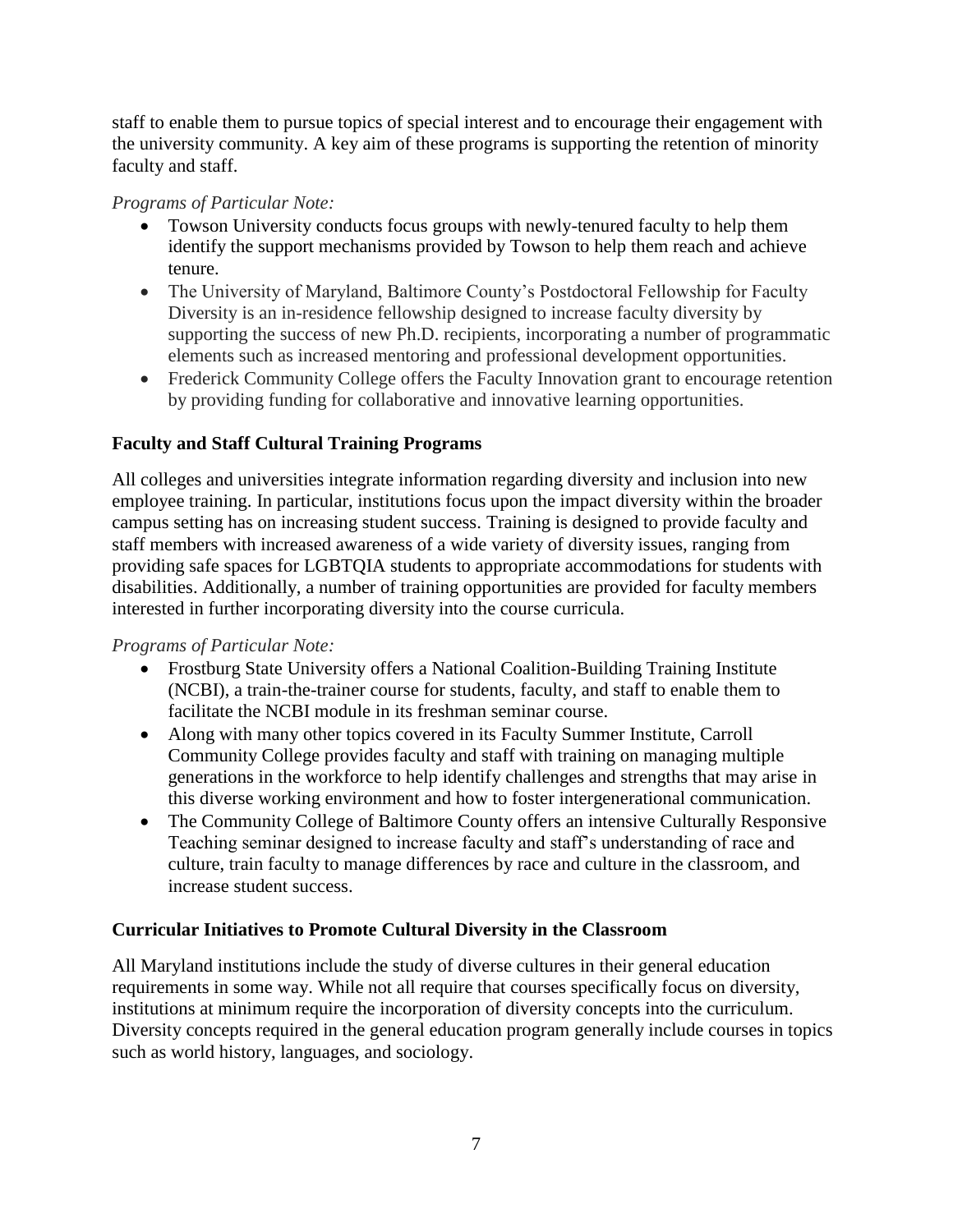staff to enable them to pursue topics of special interest and to encourage their engagement with the university community. A key aim of these programs is supporting the retention of minority faculty and staff.

*Programs of Particular Note:*

- Towson University conducts focus groups with newly-tenured faculty to help them identify the support mechanisms provided by Towson to help them reach and achieve tenure.
- The University of Maryland, Baltimore County's Postdoctoral Fellowship for Faculty Diversity is an in-residence fellowship designed to increase faculty diversity by supporting the success of new Ph.D. recipients, incorporating a number of programmatic elements such as increased mentoring and professional development opportunities.
- Frederick Community College offers the Faculty Innovation grant to encourage retention by providing funding for collaborative and innovative learning opportunities.

**Faculty and Staff Cultural Training Programs**

All colleges and universities integrate information regarding diversity and inclusion into new employee training. In particular, institutions focus upon the impact diversity within the broader campus setting has on increasing student success. Training is designed to provide faculty and staff members with increased awareness of a wide variety of diversity issues, ranging from providing safe spaces for LGBTQIA students to appropriate accommodations for students with disabilities. Additionally, a number of training opportunities are provided for faculty members interested in further incorporating diversity into the course curricula.

*Programs of Particular Note:*

- Frostburg State University offers a National Coalition-Building Training Institute (NCBI), a train-the-trainer course for students, faculty, and staff to enable them to facilitate the NCBI module in its freshman seminar course.
- Along with many other topics covered in its Faculty Summer Institute, Carroll Community College provides faculty and staff with training on managing multiple generations in the workforce to help identify challenges and strengths that may arise in this diverse working environment and how to foster intergenerational communication.
- The Community College of Baltimore County offers an intensive Culturally Responsive Teaching seminar designed to increase faculty and staff's understanding of race and culture, train faculty to manage differences by race and culture in the classroom, and increase student success.

**Curricular Initiatives to Promote Cultural Diversity in the Classroom**

All Maryland institutions include the study of diverse cultures in their general education requirements in some way. While not all require that courses specifically focus on diversity, institutions at minimum require the incorporation of diversity concepts into the curriculum. Diversity concepts required in the general education program generally include courses in topics such as world history, languages, and sociology.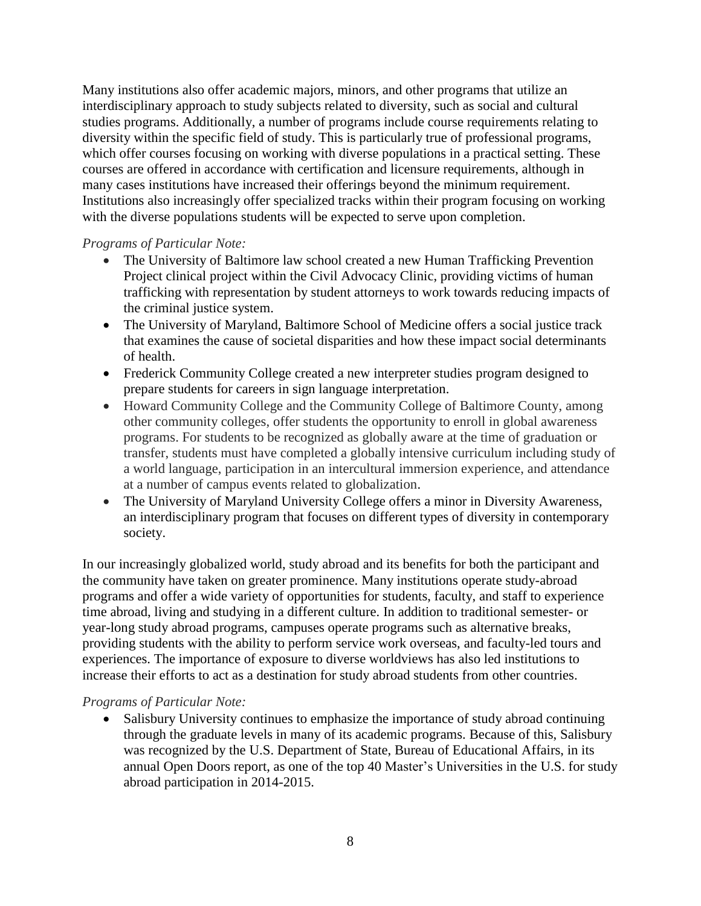Many institutions also offer academic majors, minors, and other programs that utilize an interdisciplinary approach to study subjects related to diversity, such as social and cultural studies programs. Additionally, a number of programs include course requirements relating to diversity within the specific field of study. This is particularly true of professional programs, which offer courses focusing on working with diverse populations in a practical setting. These courses are offered in accordance with certification and licensure requirements, although in many cases institutions have increased their offerings beyond the minimum requirement. Institutions also increasingly offer specialized tracks within their program focusing on working with the diverse populations students will be expected to serve upon completion.

*Programs of Particular Note:*

- The University of Baltimore law school created a new Human Trafficking Prevention Project clinical project within the Civil Advocacy Clinic, providing victims of human trafficking with representation by student attorneys to work towards reducing impacts of the criminal justice system.
- The University of Maryland, Baltimore School of Medicine offers a social justice track that examines the cause of societal disparities and how these impact social determinants of health.
- Frederick Community College created a new interpreter studies program designed to prepare students for careers in sign language interpretation.
- Howard Community College and the Community College of Baltimore County, among other community colleges, offer students the opportunity to enroll in global awareness programs. For students to be recognized as globally aware at the time of graduation or transfer, students must have completed a globally intensive curriculum including study of a world language, participation in an intercultural immersion experience, and attendance at a number of campus events related to globalization.
- The University of Maryland University College offers a minor in Diversity Awareness, an interdisciplinary program that focuses on different types of diversity in contemporary society.

In our increasingly globalized world, study abroad and its benefits for both the participant and the community have taken on greater prominence. Many institutions operate study-abroad programs and offer a wide variety of opportunities for students, faculty, and staff to experience time abroad, living and studying in a different culture. In addition to traditional semester- or year-long study abroad programs, campuses operate programs such as alternative breaks, providing students with the ability to perform service work overseas, and faculty-led tours and experiences. The importance of exposure to diverse worldviews has also led institutions to increase their efforts to act as a destination for study abroad students from other countries.

*Programs of Particular Note:*

- Salisbury University continues to emphasize the importance of study abroad continuing through the graduate levels in many of its academic programs. Because of this, Salisbury was recognized by the U.S. Department of State, Bureau of Educational Affairs, in its annual Open Doors report, as one of the top 40 Master's Universities in the U.S. for study abroad participation in 2014-2015.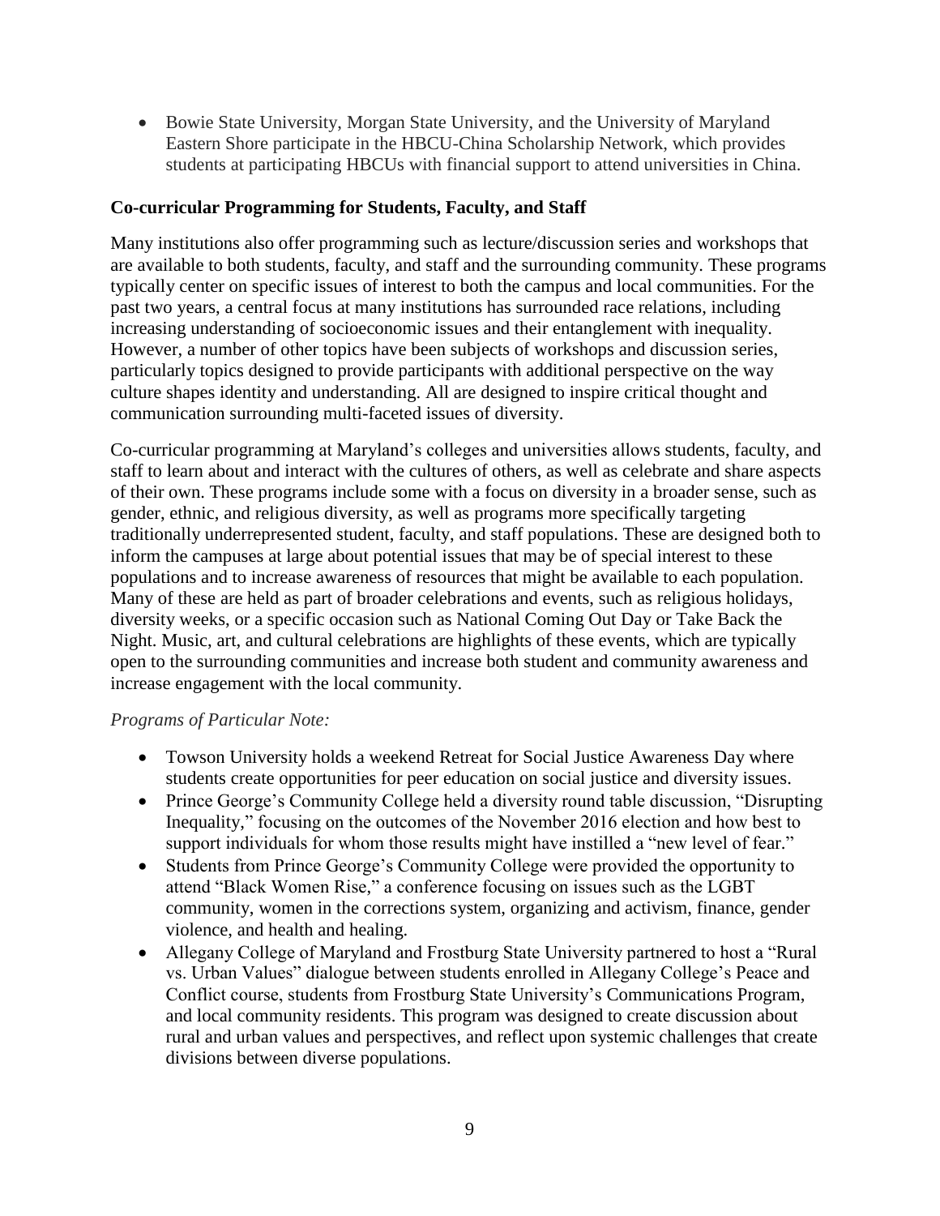- Bowie State University, Morgan State University, and the University of Maryland Eastern Shore participate in the HBCU-China Scholarship Network, which provides students at participating HBCUs with financial support to attend universities in China.

### Co-curricular Programming for Students, Faculty, and Staff

Many institutions also offer programming such as lecture/discussion series and workshops that are available to both students, faculty, and staff and the surrounding community. These programs typically center on specific issues of interest to both the campus and local communities. For the past two years, a central focus at many institutions has surrounded race relations, including increasing understanding of socioeconomic issues and their entanglement with inequality. However, a number of other topics have been subjects of workshops and discussion series, particularly topics designed to provide participants with additional perspective on the way culture shapes identity and understanding. All are designed to inspire critical thought and communication surrounding multi-faceted issues of diversity.

Co-curricular programming at Maryland's colleges and universities allows students, faculty, and staff to learn about and interact with the cultures of others, as well as celebrate and share aspects of their own. These programs include some with a focus on diversity in a broader sense, such as gender, ethnic, and religious diversity, as well as programs more specifically targeting traditionally underrepresented student, faculty, and staff populations. These are designed both to inform the campuses at large about potential issues that may be of special interest to these populations and to increase awareness of resources that might be available to each population. Many of these are held as part of broader celebrations and events, such as religious holidays, diversity weeks, or a specific occasion such as National Coming Out Day or Take Back the Night. Music, art, and cultural celebrations are highlights of these events, which are typically open to the surrounding communities and increase both student and community awareness and increase engagement with the local community.

*Programs of Particular Note:*

- Towson University holds a weekend Retreat for Social Justice Awareness Day where students create opportunities for peer education on social justice and diversity issues.
- Prince George's Community College held a diversity round table discussion, "Disrupting Inequality," focusing on the outcomes of the November 2016 election and how best to support individuals for whom those results might have instilled a "new level of fear."
- Students from Prince George's Community College were provided the opportunity to attend "Black Women Rise," a conference focusing on issues such as the LGBT community, women in the corrections system, organizing and activism, finance, gender violence, and health and healing.
- Allegany College of Maryland and Frostburg State University partnered to host a "Rural vs. Urban Values" dialogue between students enrolled in Allegany College's Peace and Conflict course, students from Frostburg State University's Communications Program, and local community residents. This program was designed to create discussion about rural and urban values and perspectives, and reflect upon systemic challenges that create divisions between diverse populations.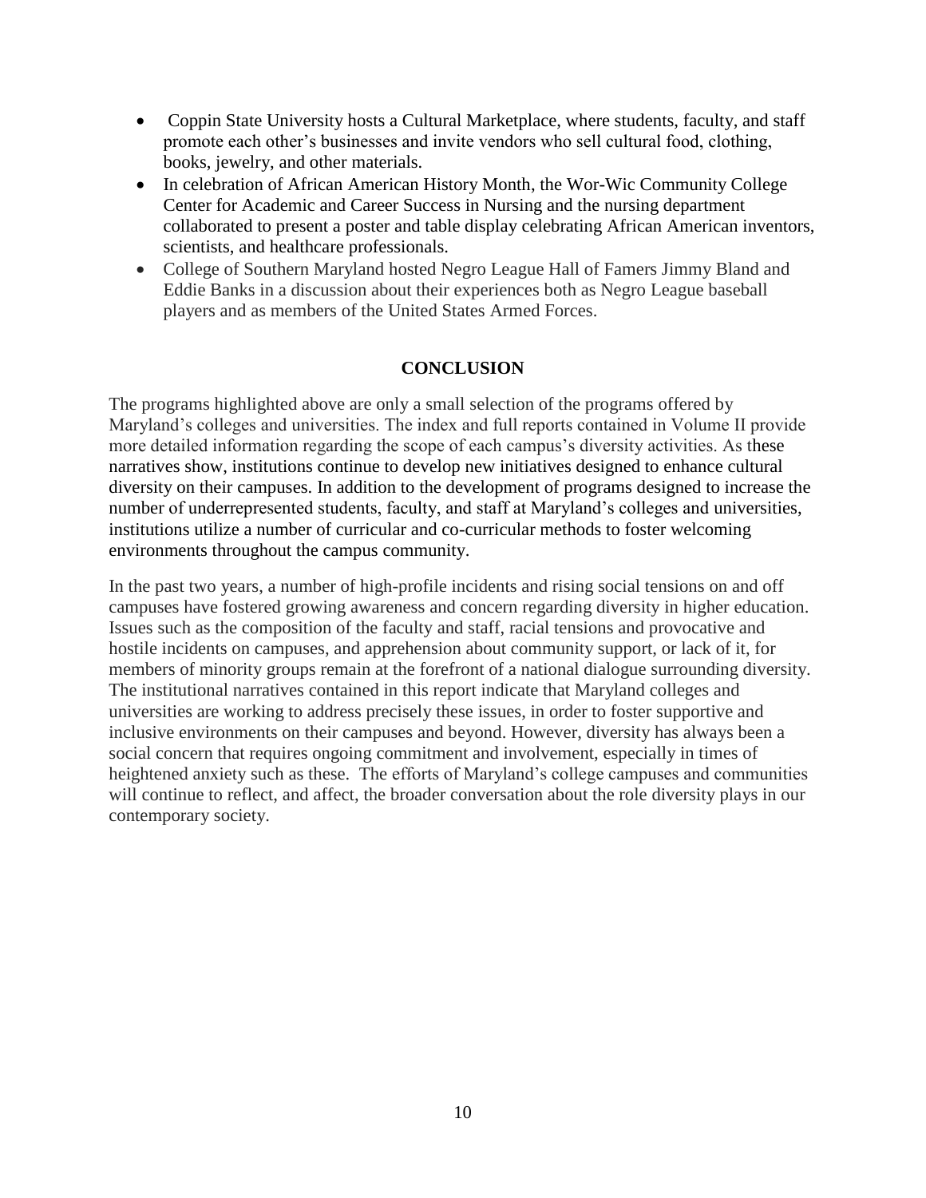- Coppin State University hosts a Cultural Marketplace, where students, faculty, and staff promote each other's businesses and invite vendors who sell cultural food, clothing, books, jewelry, and other materials.
- In celebration of African American History Month, the Wor-Wic Community College Center for Academic and Career Success in Nursing and the nursing department collaborated to present a poster and table display celebrating African American inventors, scientists, and healthcare professionals.
- College of Southern Maryland hosted Negro League Hall of Famers Jimmy Bland and Eddie Banks in a discussion about their experiences both as Negro League baseball players and as members of the United States Armed Forces.

## CONCLUSION

The programs highlighted above are only a small selection of the programs offered by Maryland's colleges and universities. The index and full reports contained in Volume II provide more detailed information regarding the scope of each campus's diversity activities. As these narratives show, institutions continue to develop new initiatives designed to enhance cultural diversity on their campuses. In addition to the development of programs designed to increase the number of underrepresented students, faculty, and staff at Maryland's colleges and universities, institutions utilize a number of curricular and co-curricular methods to foster welcoming environments throughout the campus community.

In the past two years, a number of high-profile incidents and rising social tensions on and off campuses have fostered growing awareness and concern regarding diversity in higher education. Issues such as the composition of the faculty and staff, racial tensions and provocative and hostile incidents on campuses, and apprehension about community support, or lack of it, for members of minority groups remain at the forefront of a national dialogue surrounding diversity. The institutional narratives contained in this report indicate that Maryland colleges and universities are working to address precisely these issues, in order to foster supportive and inclusive environments on their campuses and beyond. However, diversity has always been a social concern that requires ongoing commitment and involvement, especially in times of heightened anxiety such as these. The efforts of Maryland's college campuses and communities will continue to reflect, and affect, the broader conversation about the role diversity plays in our contemporary society.